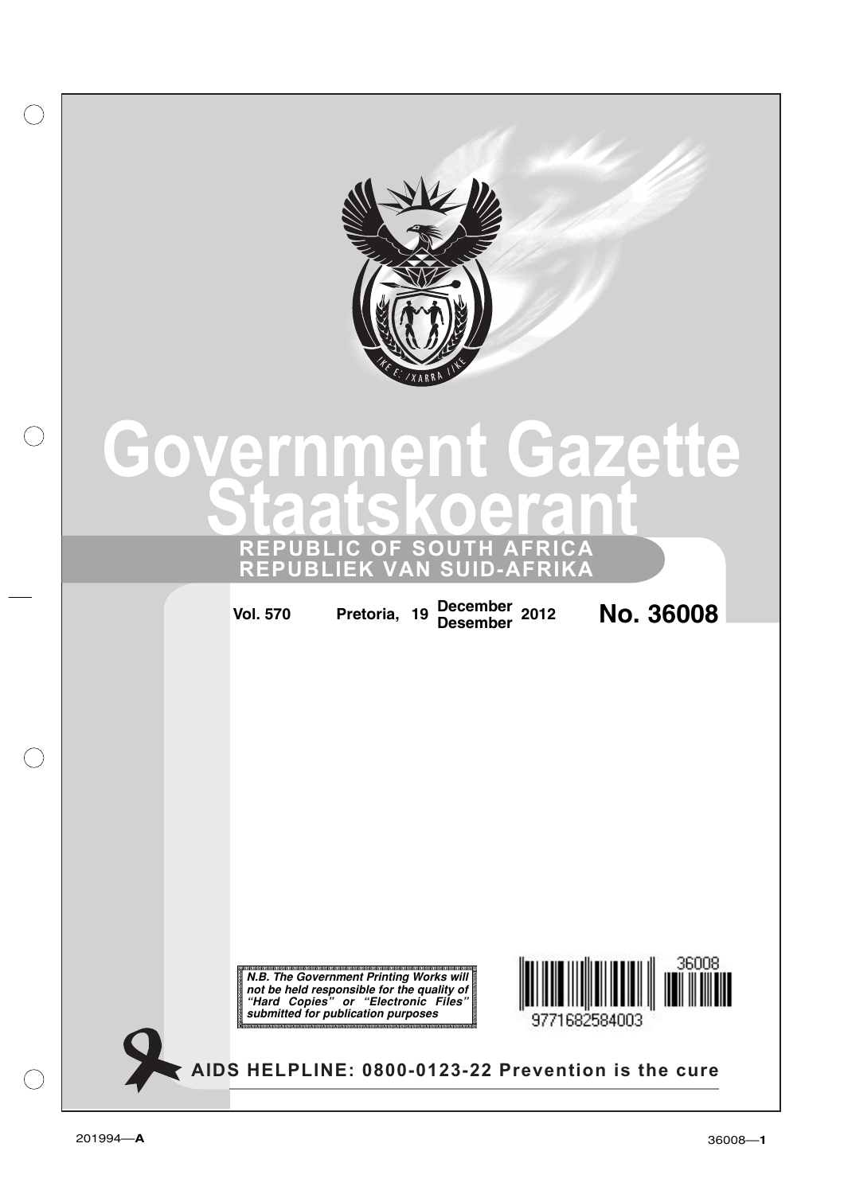# Government Gazette
# Staatskoerant

**REPUBLIC OF SOUTH AFRICA**
**REPUBLIEK VAN SUID-AFRIKA**

**Vol. 570** **Pretoria, 19 December / Desember 2012** **No. 36008**

***N.B. The Government Printing Works will not be held responsible for the quality of "Hard Copies" or "Electronic Files" submitted for publication purposes***

9771682584003 36008

**AIDS HELPLINE: 0800-0123-22 Prevention is the cure**

201994—**A**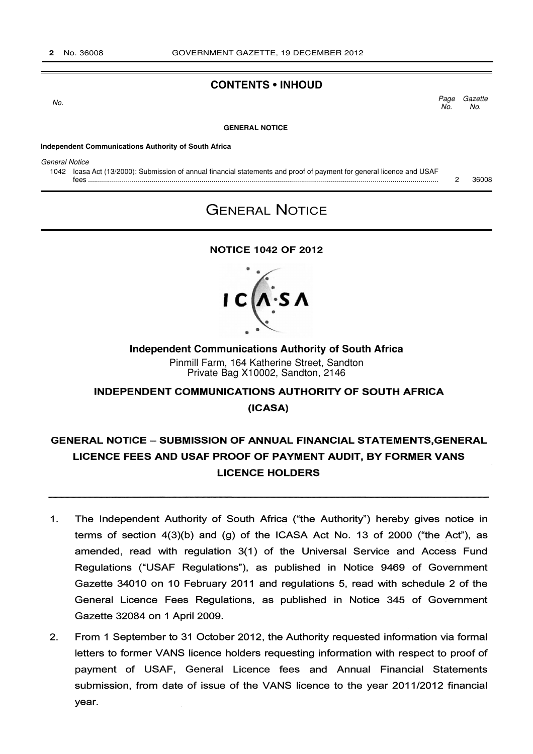## CONTENTS • INHOUD

| No. | | Page No. | Gazette No. |
|---|---|---|---|
| | **GENERAL NOTICE** | | |
| | **Independent Communications Authority of South Africa** | | |
| | *General Notice* | | |
| 1042 | Icasa Act (13/2000): Submission of annual financial statements and proof of payment for general licence and USAF fees | 2 | 36008 |

# GENERAL NOTICE

## NOTICE 1042 OF 2012

**Independent Communications Authority of South Africa**

Pinmill Farm, 164 Katherine Street, Sandton
Private Bag X10002, Sandton, 2146

**INDEPENDENT COMMUNICATIONS AUTHORITY OF SOUTH AFRICA**

**(ICASA)**

## GENERAL NOTICE – SUBMISSION OF ANNUAL FINANCIAL STATEMENTS,GENERAL LICENCE FEES AND USAF PROOF OF PAYMENT AUDIT, BY FORMER VANS LICENCE HOLDERS

1. The Independent Authority of South Africa ("the Authority") hereby gives notice in terms of section 4(3)(b) and (g) of the ICASA Act No. 13 of 2000 ("the Act"), as amended, read with regulation 3(1) of the Universal Service and Access Fund Regulations ("USAF Regulations"), as published in Notice 9469 of Government Gazette 34010 on 10 February 2011 and regulations 5, read with schedule 2 of the General Licence Fees Regulations, as published in Notice 345 of Government Gazette 32084 on 1 April 2009.

2. From 1 September to 31 October 2012, the Authority requested information via formal letters to former VANS licence holders requesting information with respect to proof of payment of USAF, General Licence fees and Annual Financial Statements submission, from date of issue of the VANS licence to the year 2011/2012 financial year.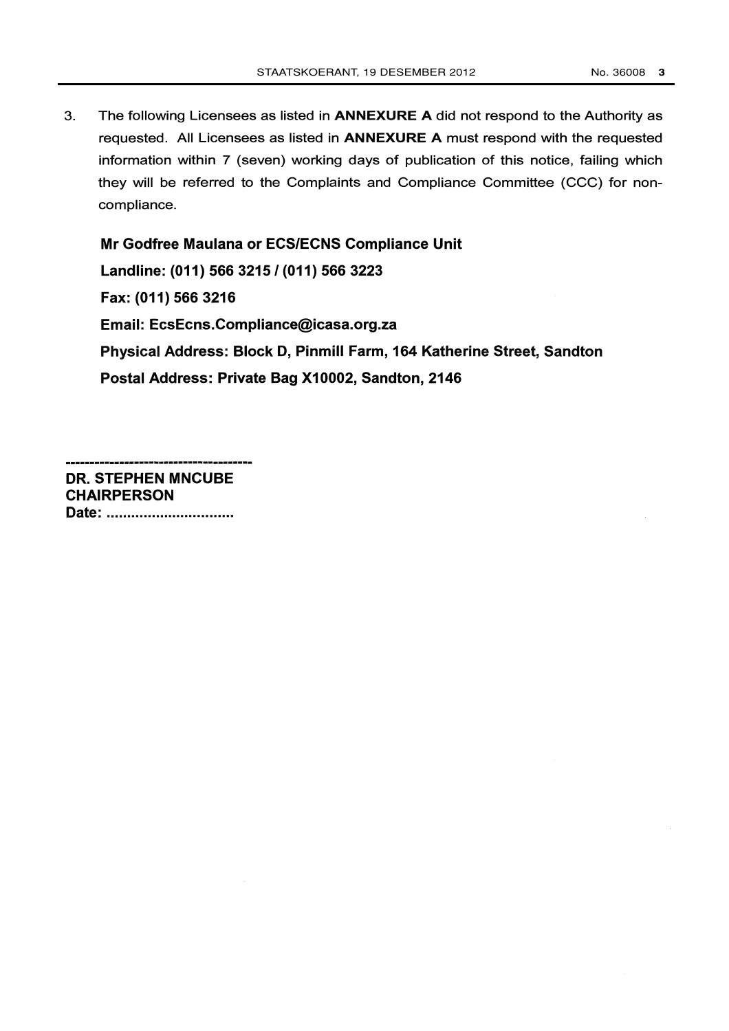3. The following Licensees as listed in **ANNEXURE A** did not respond to the Authority as requested. All Licensees as listed in **ANNEXURE A** must respond with the requested information within 7 (seven) working days of publication of this notice, failing which they will be referred to the Complaints and Compliance Committee (CCC) for non-compliance.

   **Mr Godfree Maulana or ECS/ECNS Compliance Unit**

   **Landline: (011) 566 3215 / (011) 566 3223**

   **Fax: (011) 566 3216**

   **Email: EcsEcns.Compliance@icasa.org.za**

   **Physical Address: Block D, Pinmill Farm, 164 Katherine Street, Sandton**

   **Postal Address: Private Bag X10002, Sandton, 2146**

---------------------------------------

**DR. STEPHEN MNCUBE**
**CHAIRPERSON**
**Date: ..............................**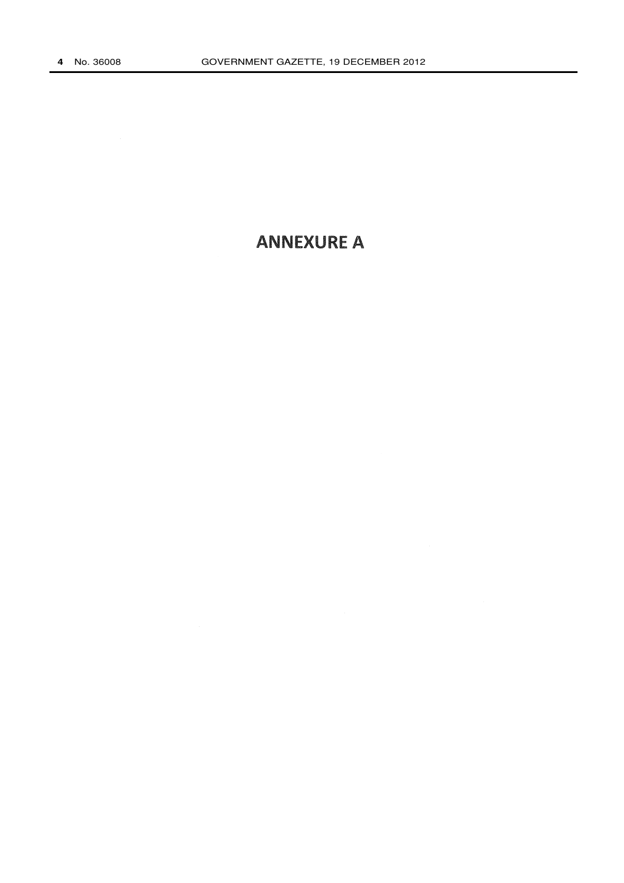# ANNEXURE A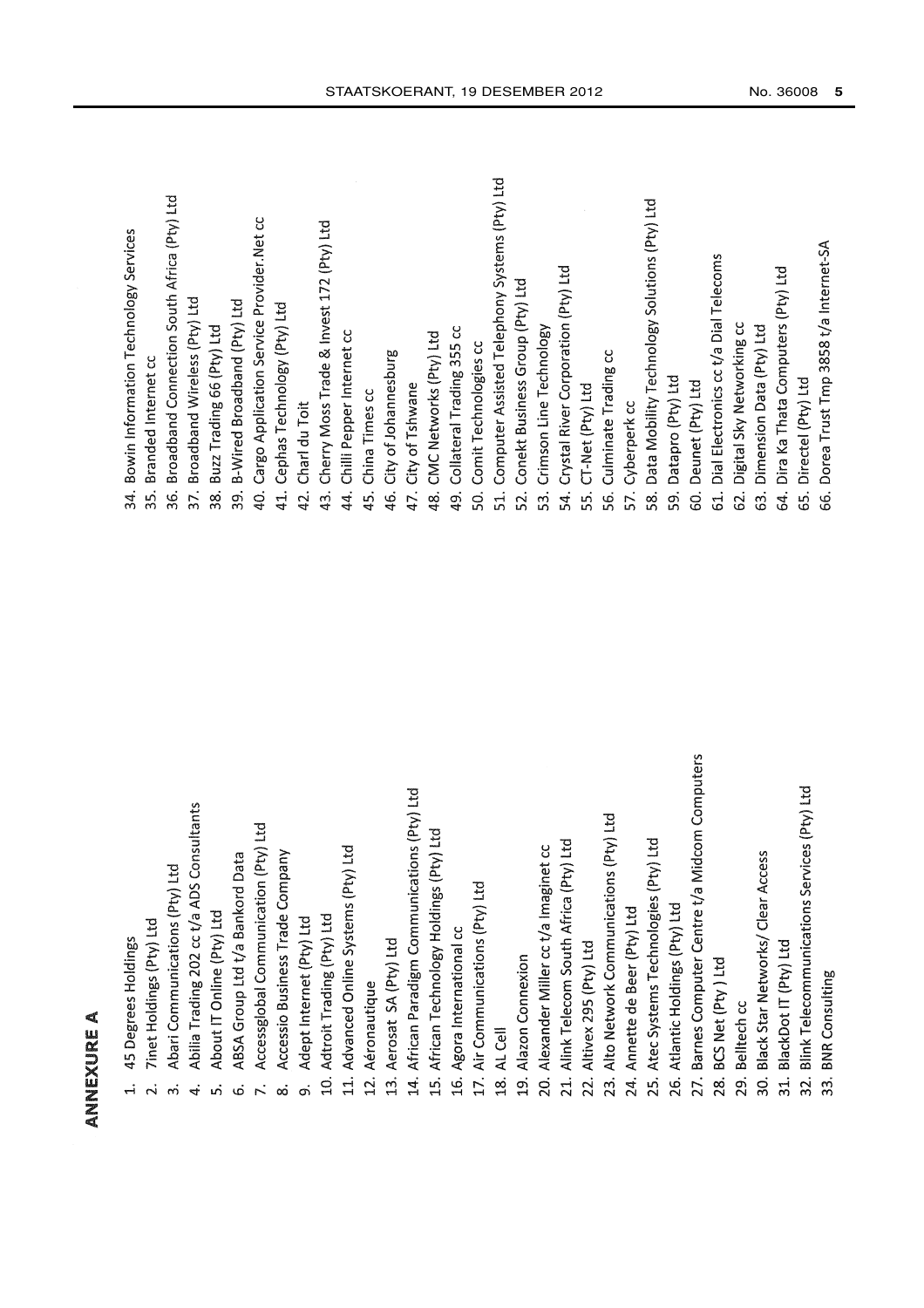## ANNEXURE A

1. 45 Degrees Holdings
2. 7inet Holdings (Pty) Ltd
3. Abari Communications (Pty) Ltd
4. Abilia Trading 202 cc t/a ADS Consultants
5. About IT Online (Pty) Ltd
6. ABSA Group Ltd t/a Bankord Data
7. Accessglobal Communication (Pty) Ltd
8. Accessio Business Trade Company
9. Adept Internet (Pty) Ltd
10. Adtroit Trading (Pty) Ltd
11. Advanced Online Systems (Pty) Ltd
12. Aéronautique
13. Aerosat SA (Pty) Ltd
14. African Paradigm Communications (Pty) Ltd
15. African Technology Holdings (Pty) Ltd
16. Agora International cc
17. Air Communications (Pty) Ltd
18. AL Cell
19. Alazon Connexion
20. Alexander Miller cc t/a Imaginet cc
21. Alink Telecom South Africa (Pty) Ltd
22. Altivex 295 (Pty) Ltd
23. Alto Network Communications (Pty) Ltd
24. Annette de Beer (Pty) Ltd
25. Atec Systems Technologies (Pty) Ltd
26. Atlantic Holdings (Pty) Ltd
27. Barnes Computer Centre t/a Midcom Computers
28. BCS Net (Pty ) Ltd
29. Belltech cc
30. Black Star Networks/ Clear Access
31. BlackDot IT (Pty) Ltd
32. Blink Telecommunications Services (Pty) Ltd
33. BNR Consulting
34. Bowin Information Technology Services
35. Branded Internet cc
36. Broadband Connection South Africa (Pty) Ltd
37. Broadband Wireless (Pty) Ltd
38. Buzz Trading 66 (Pty) Ltd
39. B-Wired Broadband (Pty) Ltd
40. Cargo Application Service Provider.Net cc
41. Cephas Technology (Pty) Ltd
42. Charl du Toit
43. Cherry Moss Trade & Invest 172 (Pty) Ltd
44. Chilli Pepper Internet cc
45. China Times cc
46. City of Johannesburg
47. City of Tshwane
48. CMC Networks (Pty) Ltd
49. Collateral Trading 355 cc
50. Comit Technologies cc
51. Computer Assisted Telephony Systems (Pty) Ltd
52. Conekt Business Group (Pty) Ltd
53. Crimson Line Technology
54. Crystal River Corporation (Pty) Ltd
55. CT-Net (Pty) Ltd
56. Culminate Trading cc
57. Cyberperk cc
58. Data Mobility Technology Solutions (Pty) Ltd
59. Datapro (Pty) Ltd
60. Deunet (Pty) Ltd
61. Dial Electronics cc t/a Dial Telecoms
62. Digital Sky Networking cc
63. Dimension Data (Pty) Ltd
64. Dira Ka Thata Computers (Pty) Ltd
65. Directel (Pty) Ltd
66. Dorea Trust Tmp 3858 t/a Internet-SA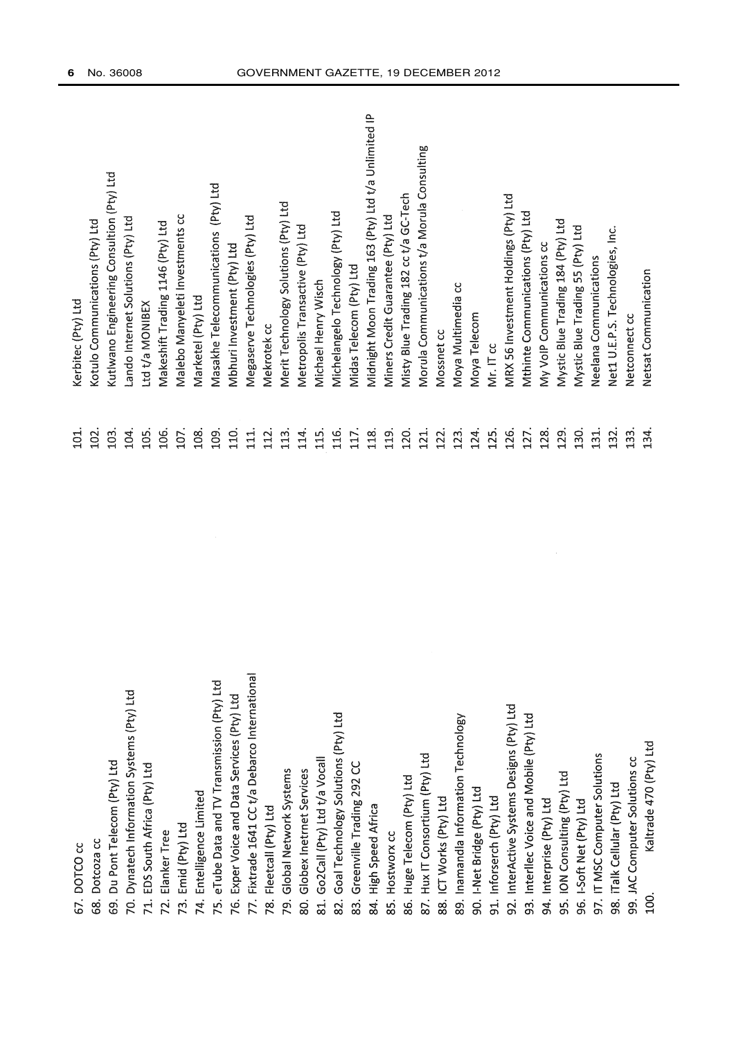67. DOTCO cc
68. Dotcoza cc
69. Du Pont Telecom (Pty) Ltd
70. Dynatech Information Systems (Pty) Ltd
71. EDS South Africa (Pty) Ltd
72. Elanker Tree
73. Emid (Pty) Ltd
74. Entelligence Limited
75. eTube Data and TV Transmission (Pty) Ltd
76. Exper Voice and Data Services (Pty) Ltd
77. Fixtrade 1641 CC t/a Debarco International
78. Fleetcall (Pty) Ltd
79. Global Network Systems
80. Globex Inetrnet Services
81. Go2Call (Pty) Ltd t/a Vocall
82. Goal Technology Solutions (Pty) Ltd
83. Greenville Trading 292 CC
84. High Speed Africa
85. Hostworx cc
86. Huge Telecom (Pty) Ltd
87. Hux IT Consortium (Pty) Ltd
88. ICT Works (Pty) Ltd
89. Inamandla Information Technology
90. I-Net Bridge (Pty) Ltd
91. Inforserch (Pty) Ltd
92. InterActive Systems Designs (Pty) Ltd
93. Interllec Voice and Mobile (Pty) Ltd
94. Interprise (Pty) Ltd
95. ION Consulting (Pty) Ltd
96. I-Soft Net (Pty) Ltd
97. IT MSC Computer Solutions
98. iTalk Cellular (Pty) Ltd
99. JAC Computer Solutions cc
100. Kaltrade 470 (Pty) Ltd
101. Kerbitec (Pty) Ltd
102. Kotulo Communications (Pty) Ltd
103. Kutlwano Engineering Consultion (Pty) Ltd
104. Lando Internet Solutions (Pty) Ltd
105. Ltd t/a MONIBEX
106. Makeshift Trading 1146 (Pty) Ltd
107. Malebo Manyeleti Investments cc
108. Marketel (Pty) Ltd
109. Masakhe Telecommunications (Pty) Ltd
110. Mbhuri Investment (Pty) Ltd
111. Megaserve Technologies (Pty) Ltd
112. Mekrotek cc
113. Merit Technology Solutions (Pty) Ltd
114. Metropolis Transactive (Pty) Ltd
115. Michael Henry Wisch
116. Michelangelo Technology (Pty) Ltd
117. Midas Telecom (Pty) Ltd
118. Midnight Moon Trading 163 (Pty) Ltd t/a Unlimited IP
119. Miners Credit Guarantee (Pty) Ltd
120. Misty Blue Trading 182 cc t/a GC-Tech
121. Morula Communications t/a Morula Consulting
122. Mossnet cc
123. Moya Multimedia cc
124. Moya Telecom
125. Mr. IT cc
126. MRX 56 Investment Holdings (Pty) Ltd
127. Mthinte Communications (Pty) Ltd
128. My VoIP Communications cc
129. Mystic Blue Trading 184 (Pty) Ltd
130. Mystic Blue Trading 55 (Pty) Ltd
131. Neelana Communications
132. Net1 U.E.P.S. Technologies, Inc.
133. Netconnect cc
134. Netsat Communication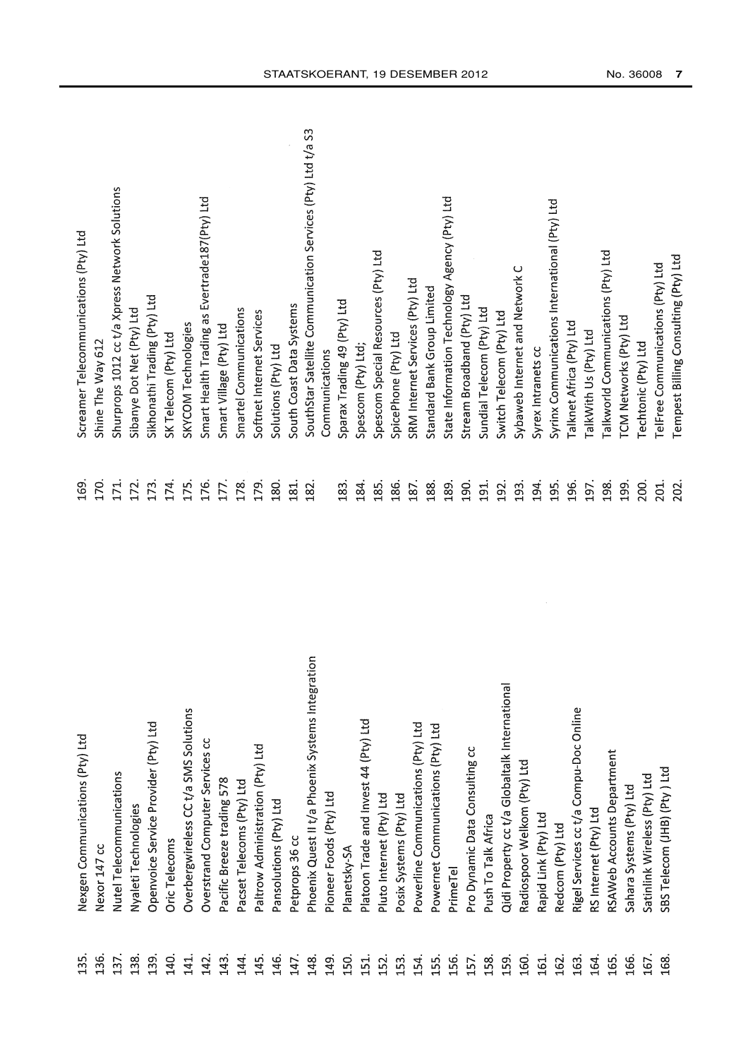135. Nexgen Communications (Pty) Ltd
136. Nexor 147 cc
137. Nutel Telecommunications
138. Nyaleti Technologies
139. Openvoice Service Provider (Pty) Ltd
140. Oric Telecoms
141. Overbergwireless CC t/a SMS Solutions
142. Overstrand Computer Services cc
143. Pacific Breeze trading 578
144. Pacset Telecoms (Pty) Ltd
145. Paltrow Administration (Pty) Ltd
146. Pansolutions (Pty) Ltd
147. Petprops 36 cc
148. Phoenix Quest II t/a Phoenix Systems Integration
149. Pioneer Foods (Pty) Ltd
150. Planetsky-SA
151. Platoon Trade and Invest 44 (Pty) Ltd
152. Pluto Internet (Pty) Ltd
153. Posix Systems (Pty) Ltd
154. Powerline Communications (Pty) Ltd
155. Powernet Communications (Pty) Ltd
156. PrimeTel
157. Pro Dynamic Data Consulting cc
158. Push To Talk Africa
159. Qidi Property cc t/a Globaltalk International
160. Radiospoor Welkom (Pty) Ltd
161. Rapid Link (Pty) Ltd
162. Redcom (Pty) Ltd
163. Rigel Services cc t/a Compu-Doc Online
164. RS Internet (Pty) Ltd
165. RSAWeb Accounts Department
166. Sahara Systems (Pty) Ltd
167. Satinlink Wireless (Pty) Ltd
168. SBS Telecom (JHB) (Pty ) Ltd
169. Screamer Telecommunications (Pty) Ltd
170. Shine The Way 612
171. Shurprops 1012 cc t/a Xpress Network Solutions
172. Sibanye Dot Net (Pty) Ltd
173. Sikhonathi Trading (Pty) Ltd
174. SK Telecom (Pty) Ltd
175. SKYCOM Technologies
176. Smart Health Trading as Evertrade187(Pty) Ltd
177. Smart Village (Pty) Ltd
178. Smartel Communications
179. Softnet Internet Services
180. Solutions (Pty) Ltd
181. South Coast Data Systems
182. SouthStar Satellite Communication Services (Pty) Ltd t/a S3 Communications
183. Sparax Trading 49 (Pty) Ltd
184. Spescom (Pty) Ltd;
185. Spescom Special Resources (Pty) Ltd
186. SpicePhone (Pty) Ltd
187. SRM Internet Services (Pty) Ltd
188. Standard Bank Group Limited
189. State Information Technology Agency (Pty) Ltd
190. Stream Broadband (Pty) Ltd
191. Sundial Telecom (Pty) Ltd
192. Switch Telecom (Pty) Ltd
193. Sybaweb Internet and Network C
194. Syrex Intranets cc
195. Syrinx Communications International (Pty) Ltd
196. Talknet Africa (Pty) Ltd
197. TalkWith Us (Pty) Ltd
198. Talkworld Communications (Pty) Ltd
199. TCM Networks (Pty) Ltd
200. Techtonic (Pty) Ltd
201. TelFree Communications (Pty) Ltd
202. Tempest Billing Consulting (Pty) Ltd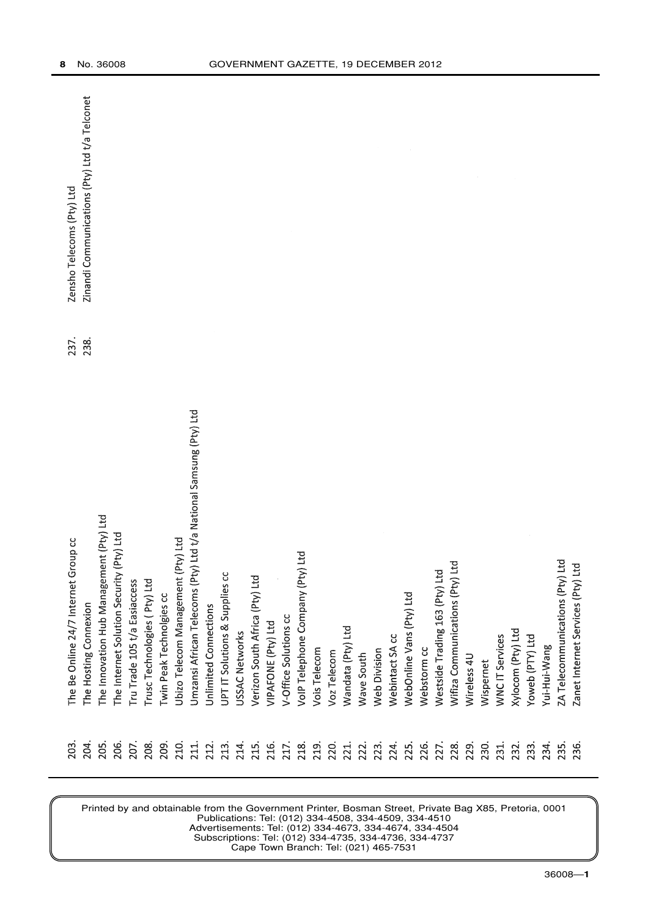203. The Be Online 24/7 Internet Group cc
204. The Hosting Connexion
205. The Innovation Hub Management (Pty) Ltd
206. The Internet Solution Security (Pty) Ltd
207. Tru Trade 105 t/a Easiaccess
208. Trusc Technologies ( Pty) Ltd
209. Twin Peak Technolgies cc
210. Ubizo Telecom Management (Pty) Ltd
211. Umzansi African Telecoms (Pty) Ltd t/a National Samsung (Pty) Ltd
212. Unlimited Connections
213. UPT IT Solutions & Supplies cc
214. USSAC Networks
215. Verizon South Africa (Pty) Ltd
216. VIPAFONE (Pty) Ltd
217. V-Office Solutions cc
218. VoIP Telephone Company (Pty) Ltd
219. Vois Telecom
220. Voz Telecom
221. Wandata (Pty) Ltd
222. Wave South
223. Web Division
224. Webintact SA cc
225. WebOnline Vans (Pty) Ltd
226. Webstorm cc
227. Westside Trading 163 (Pty) Ltd
228. Wifiza Communications (Pty) Ltd
229. Wireless 4U
230. Wispernet
231. WNC IT Services
232. Xylocom (Pty) Ltd
233. Yoweb (PTY) Ltd
234. Yui-Hui-Wang
235. ZA Telecommunications (Pty) Ltd
236. Zanet Internet Services (Pty) Ltd
237. Zensho Telecoms (Pty) Ltd
238. Zinandi Communications (Pty) Ltd t/a Telconet

Printed by and obtainable from the Government Printer, Bosman Street, Private Bag X85, Pretoria, 0001
Publications: Tel: (012) 334-4508, 334-4509, 334-4510
Advertisements: Tel: (012) 334-4673, 334-4674, 334-4504
Subscriptions: Tel: (012) 334-4735, 334-4736, 334-4737
Cape Town Branch: Tel: (021) 465-7531